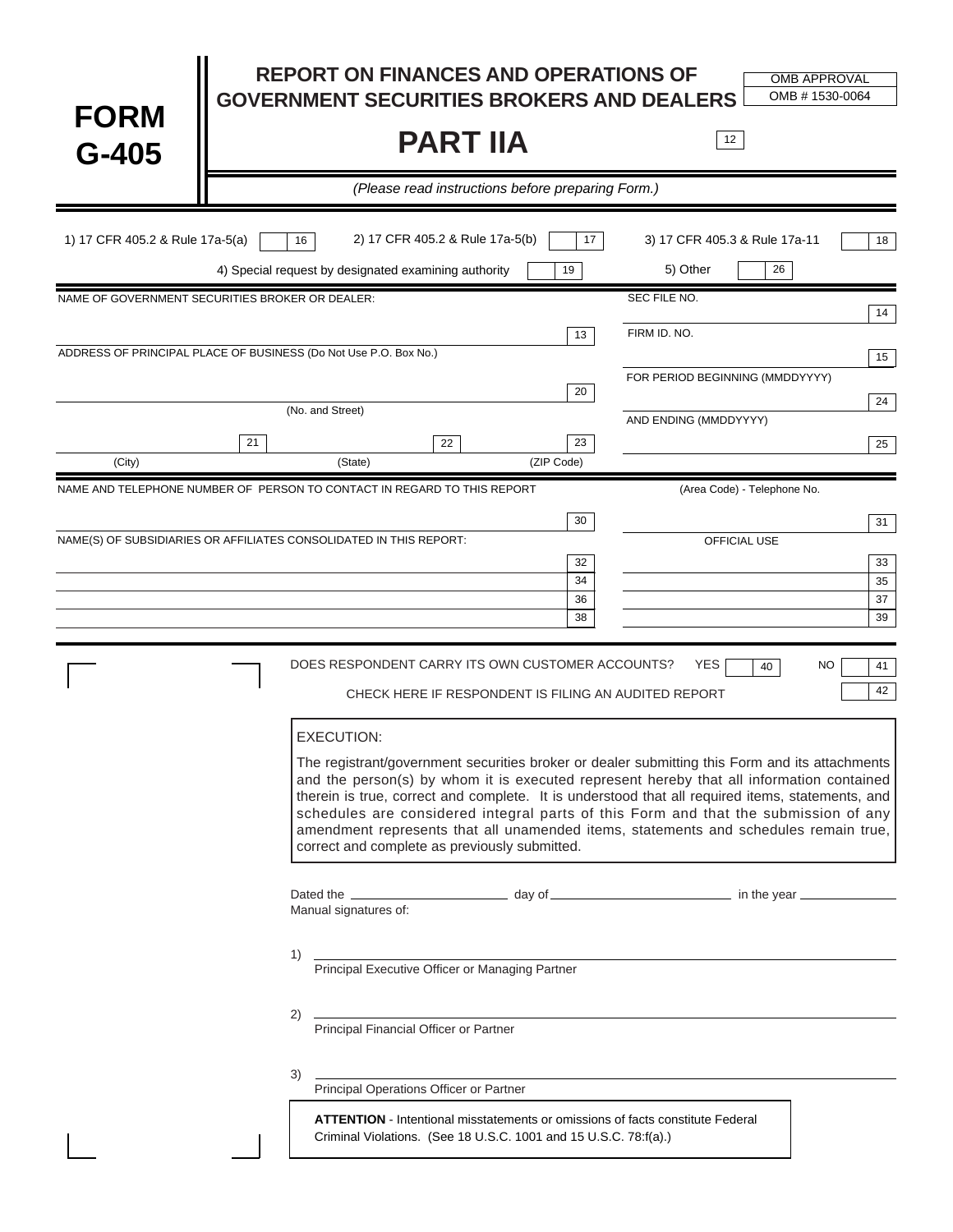# FORM G-405

## REPORT ON FINANCES AND OPERATIONS OF GOVERNMENT SECURITIES BROKERS AND DEALERS

OMB APPROVAL
OMB # 1530-0064

# PART IIA

12

*(Please read instructions before preparing Form.)*

1) 17 CFR 405.2 & Rule 17a-5(a) [ ] 16 2) 17 CFR 405.2 & Rule 17a-5(b) [ ] 17 3) 17 CFR 405.3 & Rule 17a-11 [ ] 18

4) Special request by designated examining authority [ ] 19 5) Other [ ] 26

NAME OF GOVERNMENT SECURITIES BROKER OR DEALER: _______________ 13

SEC FILE NO. _______________ 14

FIRM ID. NO. _______________ 15

ADDRESS OF PRINCIPAL PLACE OF BUSINESS (Do Not Use P.O. Box No.)

_______________ 20
(No. and Street)

_______________ 21 _______________ 22 _______________ 23
(City) (State) (ZIP Code)

FOR PERIOD BEGINNING (MMDDYYYY) _______________ 24

AND ENDING (MMDDYYYY) _______________ 25

NAME AND TELEPHONE NUMBER OF PERSON TO CONTACT IN REGARD TO THIS REPORT _______________ 30

(Area Code) - Telephone No. _______________ 31

| NAME(S) OF SUBSIDIARIES OR AFFILIATES CONSOLIDATED IN THIS REPORT: | | OFFICIAL USE | |
|---|---|---|---|
| | 32 | | 33 |
| | 34 | | 35 |
| | 36 | | 37 |
| | 38 | | 39 |

DOES RESPONDENT CARRY ITS OWN CUSTOMER ACCOUNTS? YES [ ] 40 NO [ ] 41

CHECK HERE IF RESPONDENT IS FILING AN AUDITED REPORT [ ] 42

EXECUTION:

The registrant/government securities broker or dealer submitting this Form and its attachments and the person(s) by whom it is executed represent hereby that all information contained therein is true, correct and complete. It is understood that all required items, statements, and schedules are considered integral parts of this Form and that the submission of any amendment represents that all unamended items, statements and schedules remain true, correct and complete as previously submitted.

Dated the _______________ day of _______________ in the year _______________

Manual signatures of:

1) _______________
Principal Executive Officer or Managing Partner

2) _______________
Principal Financial Officer or Partner

3) _______________
Principal Operations Officer or Partner

**ATTENTION** - Intentional misstatements or omissions of facts constitute Federal Criminal Violations. (See 18 U.S.C. 1001 and 15 U.S.C. 78:f(a).)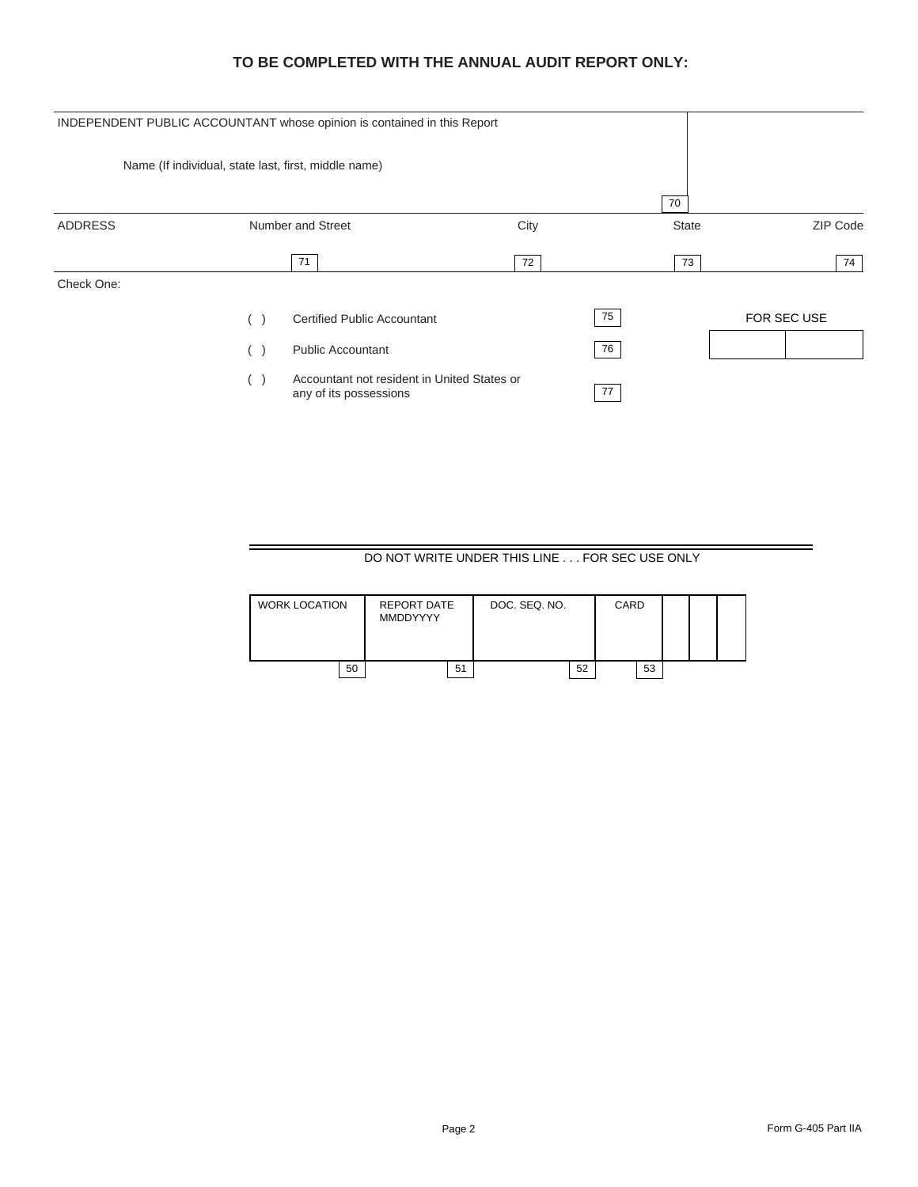## TO BE COMPLETED WITH THE ANNUAL AUDIT REPORT ONLY:

INDEPENDENT PUBLIC ACCOUNTANT whose opinion is contained in this Report

Name (If individual, state last, first, middle name)

70

| ADDRESS | Number and Street | City | State | ZIP Code |
|---|---|---|---|---|
| | 71 | 72 | 73 | 74 |

Check One:

( ) Certified Public Accountant 75

( ) Public Accountant 76

( ) Accountant not resident in United States or any of its possessions 77

FOR SEC USE

DO NOT WRITE UNDER THIS LINE . . . FOR SEC USE ONLY

| WORK LOCATION | REPORT DATE MMDDYYYY | DOC. SEQ. NO. | CARD | | | |
|---|---|---|---|---|---|---|
| 50 | 51 | 52 | 53 | | | |

Form G-405 Part IIA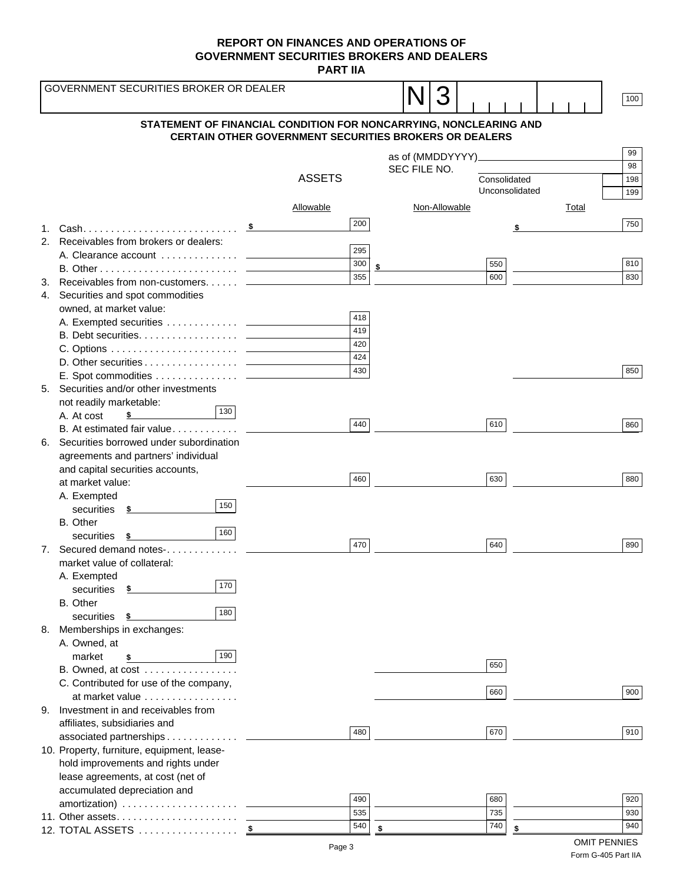# REPORT ON FINANCES AND OPERATIONS OF GOVERNMENT SECURITIES BROKERS AND DEALERS

## PART IIA

| GOVERNMENT SECURITIES BROKER OR DEALER | N 3 | 100 |
|---|---|---|

### STATEMENT OF FINANCIAL CONDITION FOR NONCARRYING, NONCLEARING AND CERTAIN OTHER GOVERNMENT SECURITIES BROKERS OR DEALERS

as of (MMDDYYYY) ______ 99

SEC FILE NO. ______ 98

Consolidated 198

Unconsolidated 199

### ASSETS

| | Allowable | Non-Allowable | Total |
|---|---|---|---|
| 1. Cash | $ 200 | | $ 750 |
| 2. Receivables from brokers or dealers: | | | |
| A. Clearance account | 295 | | |
| B. Other | 300 | $ 550 | 810 |
| 3. Receivables from non-customers | 355 | 600 | 830 |
| 4. Securities and spot commodities owned, at market value: | | | |
| A. Exempted securities | 418 | | |
| B. Debt securities | 419 | | |
| C. Options | 420 | | |
| D. Other securities | 424 | | |
| E. Spot commodities | 430 | | 850 |
| 5. Securities and/or other investments not readily marketable: | | | |
| A. At cost $ ______ 130 | | | |
| B. At estimated fair value | 440 | 610 | 860 |
| 6. Securities borrowed under subordination agreements and partners' individual and capital securities accounts, at market value: | 460 | 630 | 880 |
| A. Exempted securities $ ______ 150 | | | |
| B. Other securities $ ______ 160 | | | |
| 7. Secured demand notes- market value of collateral: | 470 | 640 | 890 |
| A. Exempted securities $ ______ 170 | | | |
| B. Other securities $ ______ 180 | | | |
| 8. Memberships in exchanges: | | | |
| A. Owned, at market $ ______ 190 | | | |
| B. Owned, at cost | | 650 | |
| C. Contributed for use of the company, at market value | | 660 | 900 |
| 9. Investment in and receivables from affiliates, subsidiaries and associated partnerships | 480 | 670 | 910 |
| 10. Property, furniture, equipment, lease-hold improvements and rights under lease agreements, at cost (net of accumulated depreciation and amortization) | 490 | 680 | 920 |
| 11. Other assets | 535 | 735 | 930 |
| 12. TOTAL ASSETS | $ 540 | $ 740 | $ 940 |

OMIT PENNIES

Form G-405 Part IIA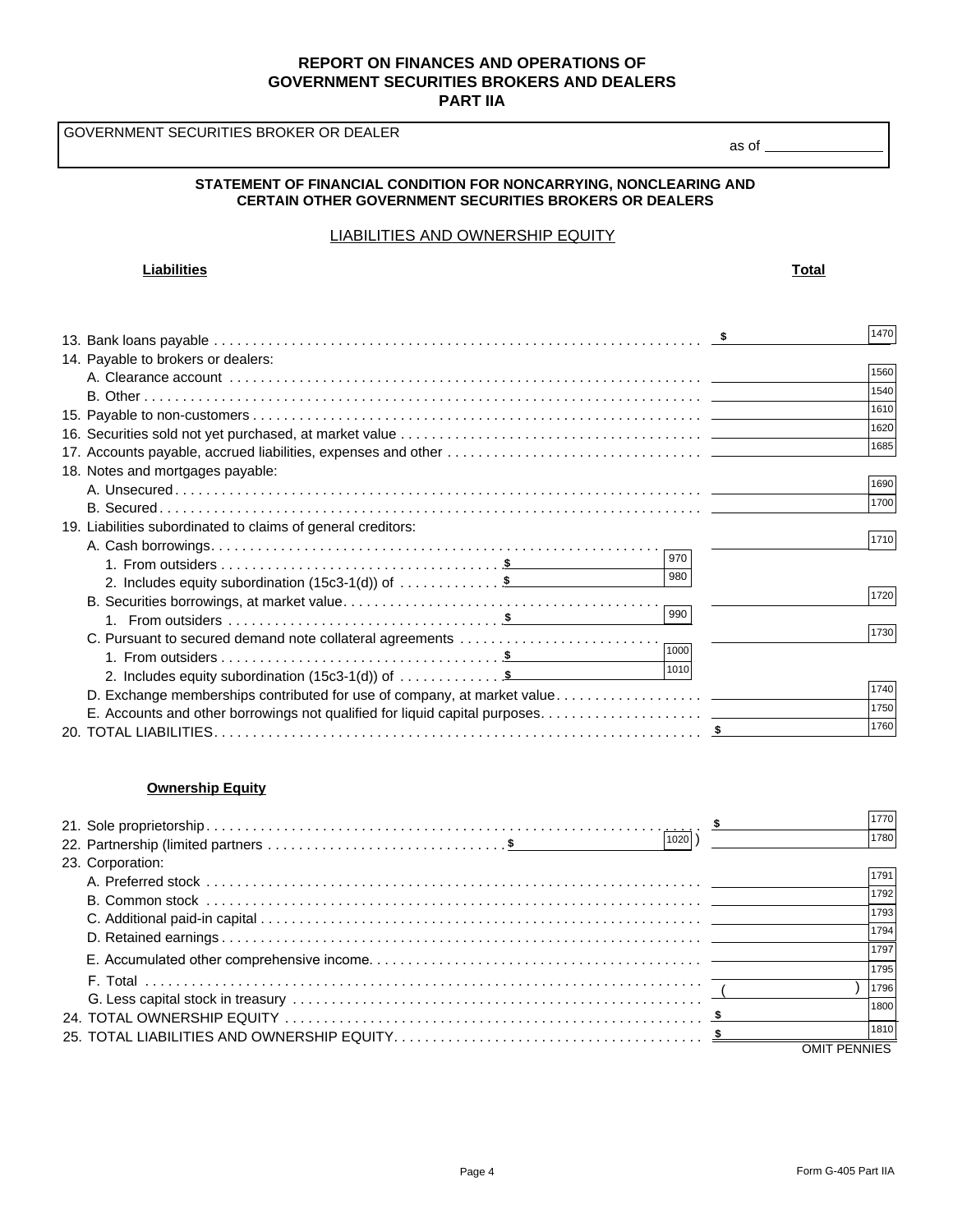# REPORT ON FINANCES AND OPERATIONS OF GOVERNMENT SECURITIES BROKERS AND DEALERS
## PART IIA

GOVERNMENT SECURITIES BROKER OR DEALER

as of ______________

### STATEMENT OF FINANCIAL CONDITION FOR NONCARRYING, NONCLEARING AND CERTAIN OTHER GOVERNMENT SECURITIES BROKERS OR DEALERS

LIABILITIES AND OWNERSHIP EQUITY

| **Liabilities** | | | **Total** | |
|---|---|---|---|---|
| 13. Bank loans payable | | | $ | 1470 |
| 14. Payable to brokers or dealers: | | | | |
| A. Clearance account | | | | 1560 |
| B. Other | | | | 1540 |
| 15. Payable to non-customers | | | | 1610 |
| 16. Securities sold not yet purchased, at market value | | | | 1620 |
| 17. Accounts payable, accrued liabilities, expenses and other | | | | 1685 |
| 18. Notes and mortgages payable: | | | | |
| A. Unsecured | | | | 1690 |
| B. Secured | | | | 1700 |
| 19. Liabilities subordinated to claims of general creditors: | | | | |
| A. Cash borrowings | | | | 1710 |
| 1. From outsiders | $ | 970 | | |
| 2. Includes equity subordination (15c3-1(d)) of | $ | 980 | | |
| B. Securities borrowings, at market value | | | | 1720 |
| 1. From outsiders | $ | 990 | | |
| C. Pursuant to secured demand note collateral agreements | | | | 1730 |
| 1. From outsiders | $ | 1000 | | |
| 2. Includes equity subordination (15c3-1(d)) of | $ | 1010 | | |
| D. Exchange memberships contributed for use of company, at market value | | | | 1740 |
| E. Accounts and other borrowings not qualified for liquid capital purposes | | | | 1750 |
| 20. TOTAL LIABILITIES | | | $ | 1760 |

**Ownership Equity**

| | | | | |
|---|---|---|---|---|
| 21. Sole proprietorship | | | $ | 1770 |
| 22. Partnership (limited partners | $ | 1020 ) | | 1780 |
| 23. Corporation: | | | | |
| A. Preferred stock | | | | 1791 |
| B. Common stock | | | | 1792 |
| C. Additional paid-in capital | | | | 1793 |
| D. Retained earnings | | | | 1794 |
| E. Accumulated other comprehensive income | | | | 1797 |
| F. Total | | | | 1795 |
| G. Less capital stock in treasury | | | ( ) | 1796 |
| 24. TOTAL OWNERSHIP EQUITY | | | $ | 1800 |
| 25. TOTAL LIABILITIES AND OWNERSHIP EQUITY | | | $ | 1810 |

OMIT PENNIES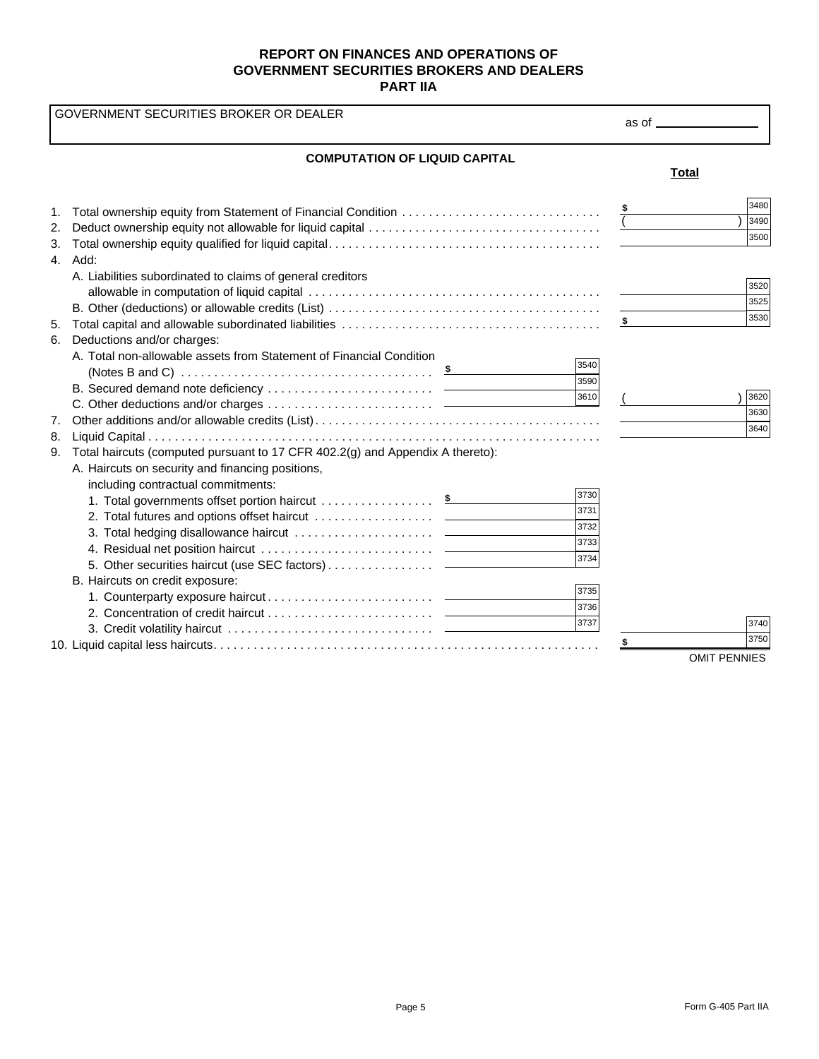# REPORT ON FINANCES AND OPERATIONS OF GOVERNMENT SECURITIES BROKERS AND DEALERS
## PART IIA

GOVERNMENT SECURITIES BROKER OR DEALER

as of ______________

### COMPUTATION OF LIQUID CAPITAL

| | | | **Total** |
|---|---|---|---|
| 1. | Total ownership equity from Statement of Financial Condition | | $ [3480] |
| 2. | Deduct ownership equity not allowable for liquid capital | | ( ) [3490] |
| 3. | Total ownership equity qualified for liquid capital | | [3500] |
| 4. | Add: | | |
| | A. Liabilities subordinated to claims of general creditors allowable in computation of liquid capital | | [3520] |
| | B. Other (deductions) or allowable credits (List) | | [3525] |
| 5. | Total capital and allowable subordinated liabilities | | $ [3530] |
| 6. | Deductions and/or charges: | | |
| | A. Total non-allowable assets from Statement of Financial Condition (Notes B and C) | $ [3540] | |
| | B. Secured demand note deficiency | [3590] | |
| | C. Other deductions and/or charges | [3610] | ( ) [3620] |
| 7. | Other additions and/or allowable credits (List) | | [3630] |
| 8. | Liquid Capital | | [3640] |
| 9. | Total haircuts (computed pursuant to 17 CFR 402.2(g) and Appendix A thereto): | | |
| | A. Haircuts on security and financing positions, including contractual commitments: | | |
| | 1. Total governments offset portion haircut | $ [3730] | |
| | 2. Total futures and options offset haircut | [3731] | |
| | 3. Total hedging disallowance haircut | [3732] | |
| | 4. Residual net position haircut | [3733] | |
| | 5. Other securities haircut (use SEC factors) | [3734] | |
| | B. Haircuts on credit exposure: | | |
| | 1. Counterparty exposure haircut | [3735] | |
| | 2. Concentration of credit haircut | [3736] | |
| | 3. Credit volatility haircut | [3737] | [3740] |
| 10. | Liquid capital less haircuts | | $ [3750] |

OMIT PENNIES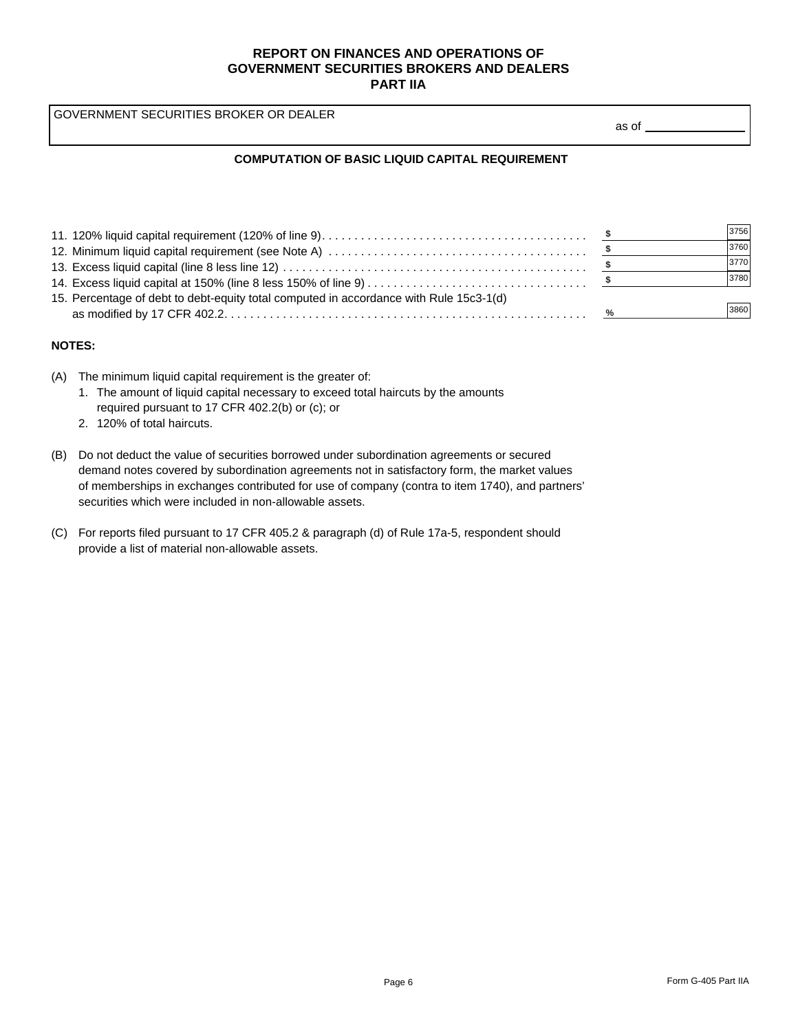# REPORT ON FINANCES AND OPERATIONS OF GOVERNMENT SECURITIES BROKERS AND DEALERS
## PART IIA

GOVERNMENT SECURITIES BROKER OR DEALER

as of ______________

### COMPUTATION OF BASIC LIQUID CAPITAL REQUIREMENT

| | | |
|---|---|---|
| 11. 120% liquid capital requirement (120% of line 9) | $ | 3756 |
| 12. Minimum liquid capital requirement (see Note A) | $ | 3760 |
| 13. Excess liquid capital (line 8 less line 12) | $ | 3770 |
| 14. Excess liquid capital at 150% (line 8 less 150% of line 9) | $ | 3780 |
| 15. Percentage of debt to debt-equity total computed in accordance with Rule 15c3-1(d) as modified by 17 CFR 402.2 | % | 3860 |

**NOTES:**

(A) The minimum liquid capital requirement is the greater of:
1. The amount of liquid capital necessary to exceed total haircuts by the amounts required pursuant to 17 CFR 402.2(b) or (c); or
2. 120% of total haircuts.

(B) Do not deduct the value of securities borrowed under subordination agreements or secured demand notes covered by subordination agreements not in satisfactory form, the market values of memberships in exchanges contributed for use of company (contra to item 1740), and partners' securities which were included in non-allowable assets.

(C) For reports filed pursuant to 17 CFR 405.2 & paragraph (d) of Rule 17a-5, respondent should provide a list of material non-allowable assets.

Form G-405 Part IIA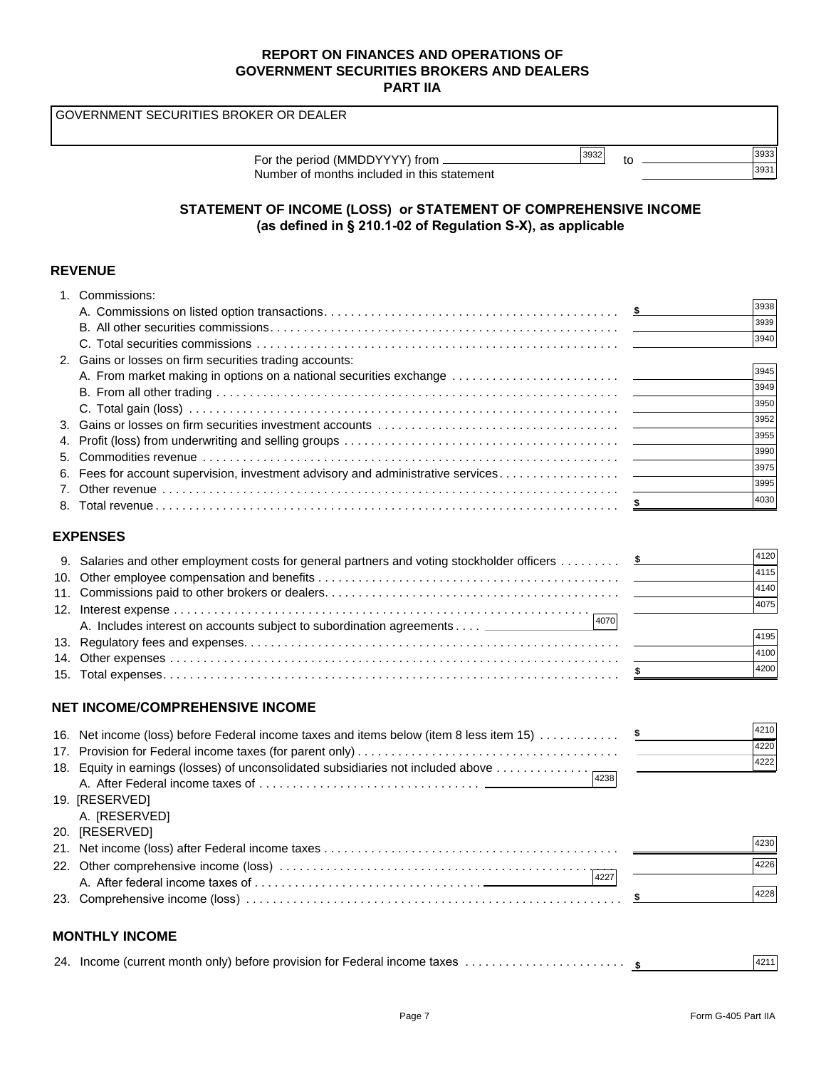# REPORT ON FINANCES AND OPERATIONS OF GOVERNMENT SECURITIES BROKERS AND DEALERS
## PART IIA

GOVERNMENT SECURITIES BROKER OR DEALER

For the period (MMDDYYYY) from ______ [3932] to ______ [3933]
Number of months included in this statement ______ [3931]

## STATEMENT OF INCOME (LOSS) or STATEMENT OF COMPREHENSIVE INCOME (as defined in § 210.1-02 of Regulation S-X), as applicable

### REVENUE

| Item | | Amount | Code |
|---|---|---|---|
| 1. Commissions: | | | |
| A. Commissions on listed option transactions | | $ | 3938 |
| B. All other securities commissions | | | 3939 |
| C. Total securities commissions | | | 3940 |
| 2. Gains or losses on firm securities trading accounts: | | | |
| A. From market making in options on a national securities exchange | | | 3945 |
| B. From all other trading | | | 3949 |
| C. Total gain (loss) | | | 3950 |
| 3. Gains or losses on firm securities investment accounts | | | 3952 |
| 4. Profit (loss) from underwriting and selling groups | | | 3955 |
| 5. Commodities revenue | | | 3990 |
| 6. Fees for account supervision, investment advisory and administrative services | | | 3975 |
| 7. Other revenue | | | 3995 |
| 8. Total revenue | | $ | 4030 |

### EXPENSES

| Item | | Amount | Code |
|---|---|---|---|
| 9. Salaries and other employment costs for general partners and voting stockholder officers | | $ | 4120 |
| 10. Other employee compensation and benefits | | | 4115 |
| 11. Commissions paid to other brokers or dealers | | | 4140 |
| 12. Interest expense | | | 4075 |
| A. Includes interest on accounts subject to subordination agreements | 4070 | | |
| 13. Regulatory fees and expenses | | | 4195 |
| 14. Other expenses | | | 4100 |
| 15. Total expenses | | $ | 4200 |

### NET INCOME/COMPREHENSIVE INCOME

| Item | | Amount | Code |
|---|---|---|---|
| 16. Net income (loss) before Federal income taxes and items below (item 8 less item 15) | | $ | 4210 |
| 17. Provision for Federal income taxes (for parent only) | | | 4220 |
| 18. Equity in earnings (losses) of unconsolidated subsidiaries not included above | | | 4222 |
| A. After Federal income taxes of | 4238 | | |
| 19. [RESERVED] | | | |
| A. [RESERVED] | | | |
| 20. [RESERVED] | | | |
| 21. Net income (loss) after Federal income taxes | | | 4230 |
| 22. Other comprehensive income (loss) | | | 4226 |
| A. After federal income taxes of | 4227 | | |
| 23. Comprehensive income (loss) | | $ | 4228 |

### MONTHLY INCOME

| Item | Amount | Code |
|---|---|---|
| 24. Income (current month only) before provision for Federal income taxes | $ | 4211 |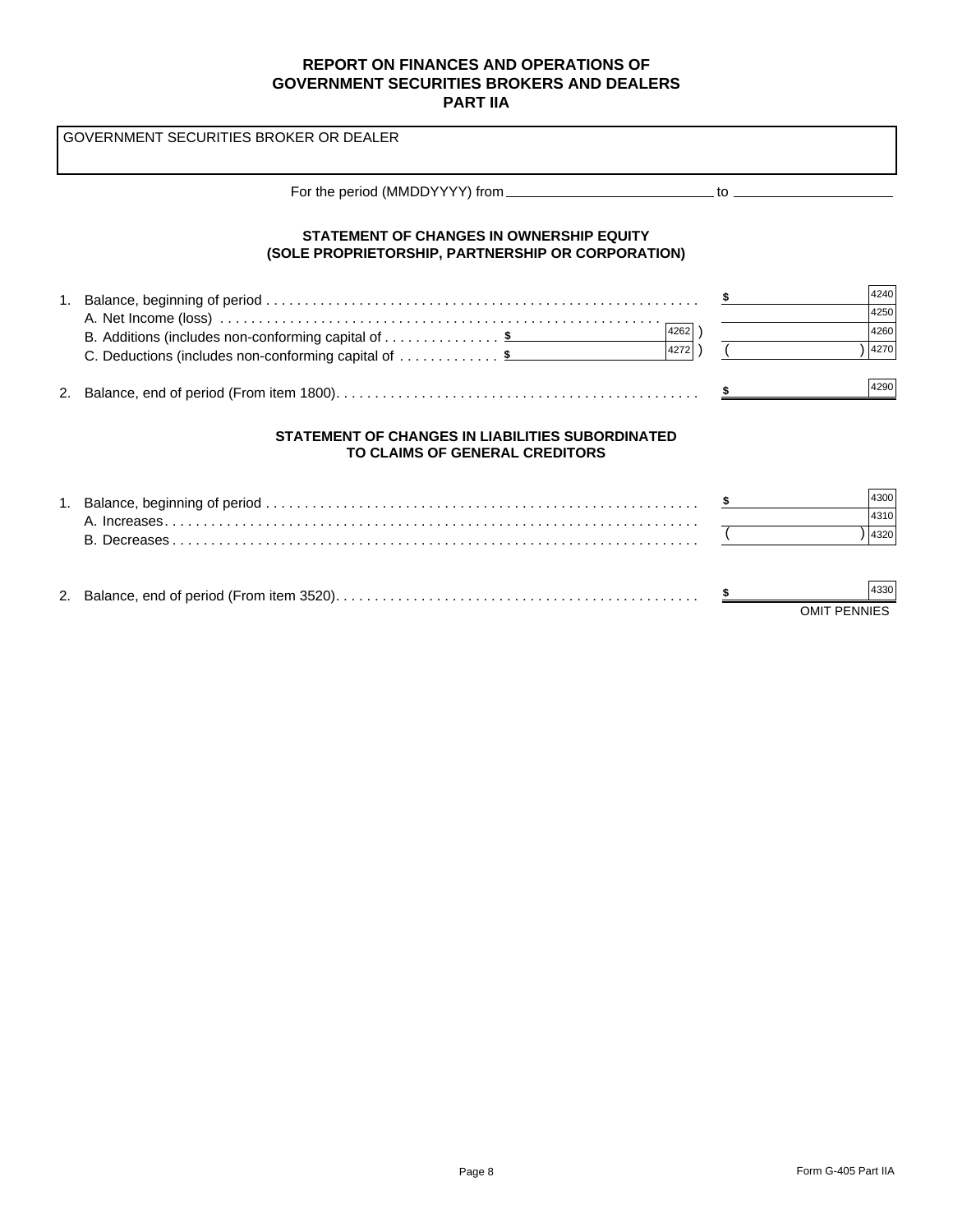## REPORT ON FINANCES AND OPERATIONS OF GOVERNMENT SECURITIES BROKERS AND DEALERS PART IIA

GOVERNMENT SECURITIES BROKER OR DEALER

For the period (MMDDYYYY) from ______________________ to ____________________

### STATEMENT OF CHANGES IN OWNERSHIP EQUITY (SOLE PROPRIETORSHIP, PARTNERSHIP OR CORPORATION)

| | | | |
|---|---|---|---|
| 1. Balance, beginning of period | | $ | 4240 |
| A. Net Income (loss) | | | 4250 |
| B. Additions (includes non-conforming capital of | $ 4262 ) | | 4260 |
| C. Deductions (includes non-conforming capital of | $ 4272 ) | ( ) | 4270 |
| 2. Balance, end of period (From item 1800) | | $ | 4290 |

### STATEMENT OF CHANGES IN LIABILITIES SUBORDINATED TO CLAIMS OF GENERAL CREDITORS

| | | |
|---|---|---|
| 1. Balance, beginning of period | $ | 4300 |
| A. Increases | | 4310 |
| B. Decreases | ( ) | 4320 |
| 2. Balance, end of period (From item 3520) | $ | 4330 |

OMIT PENNIES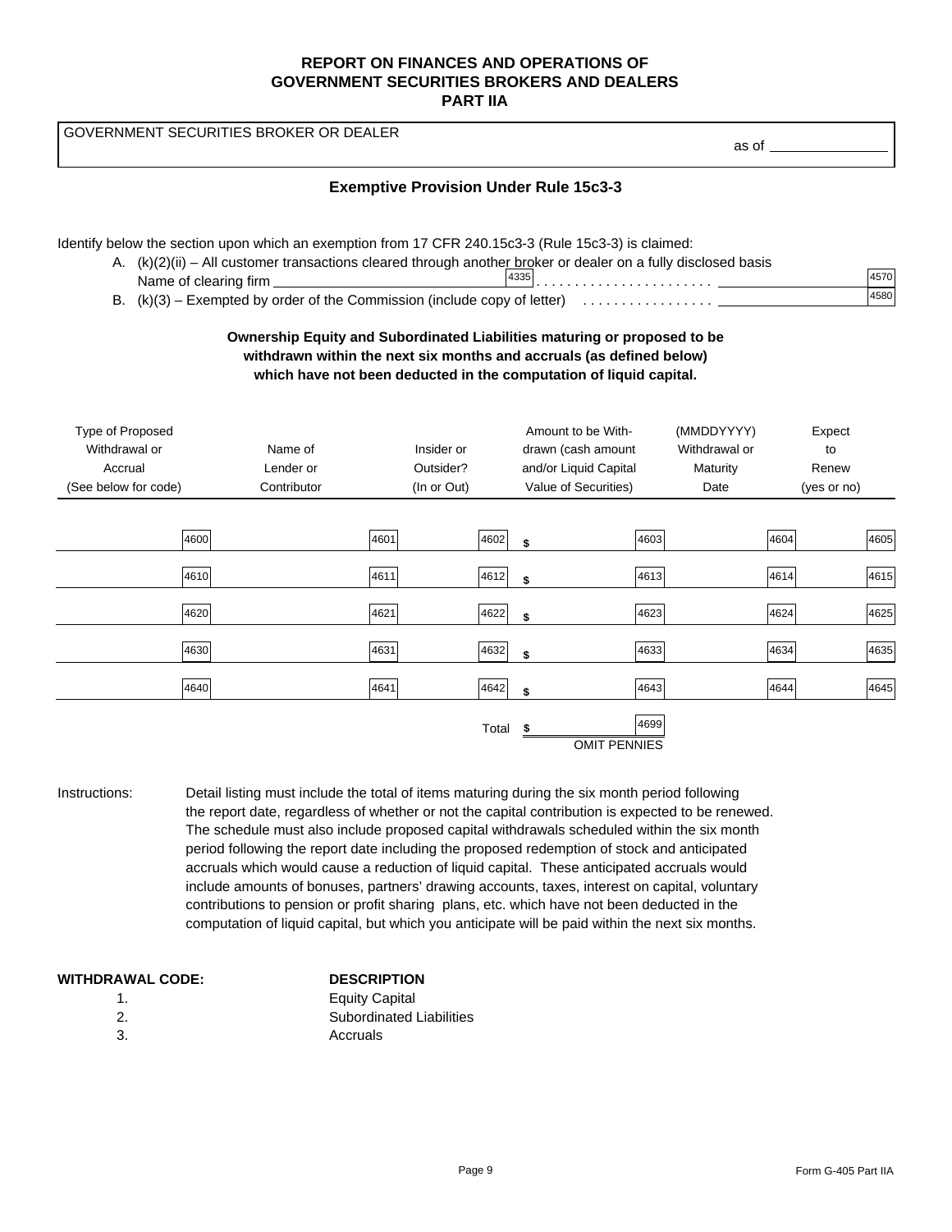# REPORT ON FINANCES AND OPERATIONS OF GOVERNMENT SECURITIES BROKERS AND DEALERS PART IIA

GOVERNMENT SECURITIES BROKER OR DEALER

as of ______________

## Exemptive Provision Under Rule 15c3-3

Identify below the section upon which an exemption from 17 CFR 240.15c3-3 (Rule 15c3-3) is claimed:

A. (k)(2)(ii) – All customer transactions cleared through another broker or dealer on a fully disclosed basis
Name of clearing firm ______________________ 4335 . . . . . . . . . . . . . . . . . . . . . . . ______________ 4570

B. (k)(3) – Exempted by order of the Commission (include copy of letter) . . . . . . . . . . . . . . . . ______________ 4580

**Ownership Equity and Subordinated Liabilities maturing or proposed to be withdrawn within the next six months and accruals (as defined below) which have not been deducted in the computation of liquid capital.**

| Type of Proposed Withdrawal or Accrual (See below for code) | Name of Lender or Contributor | Insider or Outsider? (In or Out) | Amount to be Withdrawn (cash amount and/or Liquid Capital Value of Securities) | (MMDDYYYY) Withdrawal or Maturity Date | Expect to Renew (yes or no) |
|---|---|---|---|---|---|
| 4600 | 4601 | 4602 | $ 4603 | 4604 | 4605 |
| 4610 | 4611 | 4612 | $ 4613 | 4614 | 4615 |
| 4620 | 4621 | 4622 | $ 4623 | 4624 | 4625 |
| 4630 | 4631 | 4632 | $ 4633 | 4634 | 4635 |
| 4640 | 4641 | 4642 | $ 4643 | 4644 | 4645 |
| | | Total | $ 4699 | | |

OMIT PENNIES

Instructions: Detail listing must include the total of items maturing during the six month period following the report date, regardless of whether or not the capital contribution is expected to be renewed. The schedule must also include proposed capital withdrawals scheduled within the six month period following the report date including the proposed redemption of stock and anticipated accruals which would cause a reduction of liquid capital. These anticipated accruals would include amounts of bonuses, partners' drawing accounts, taxes, interest on capital, voluntary contributions to pension or profit sharing plans, etc. which have not been deducted in the computation of liquid capital, but which you anticipate will be paid within the next six months.

| WITHDRAWAL CODE: | DESCRIPTION |
|---|---|
| 1. | Equity Capital |
| 2. | Subordinated Liabilities |
| 3. | Accruals |